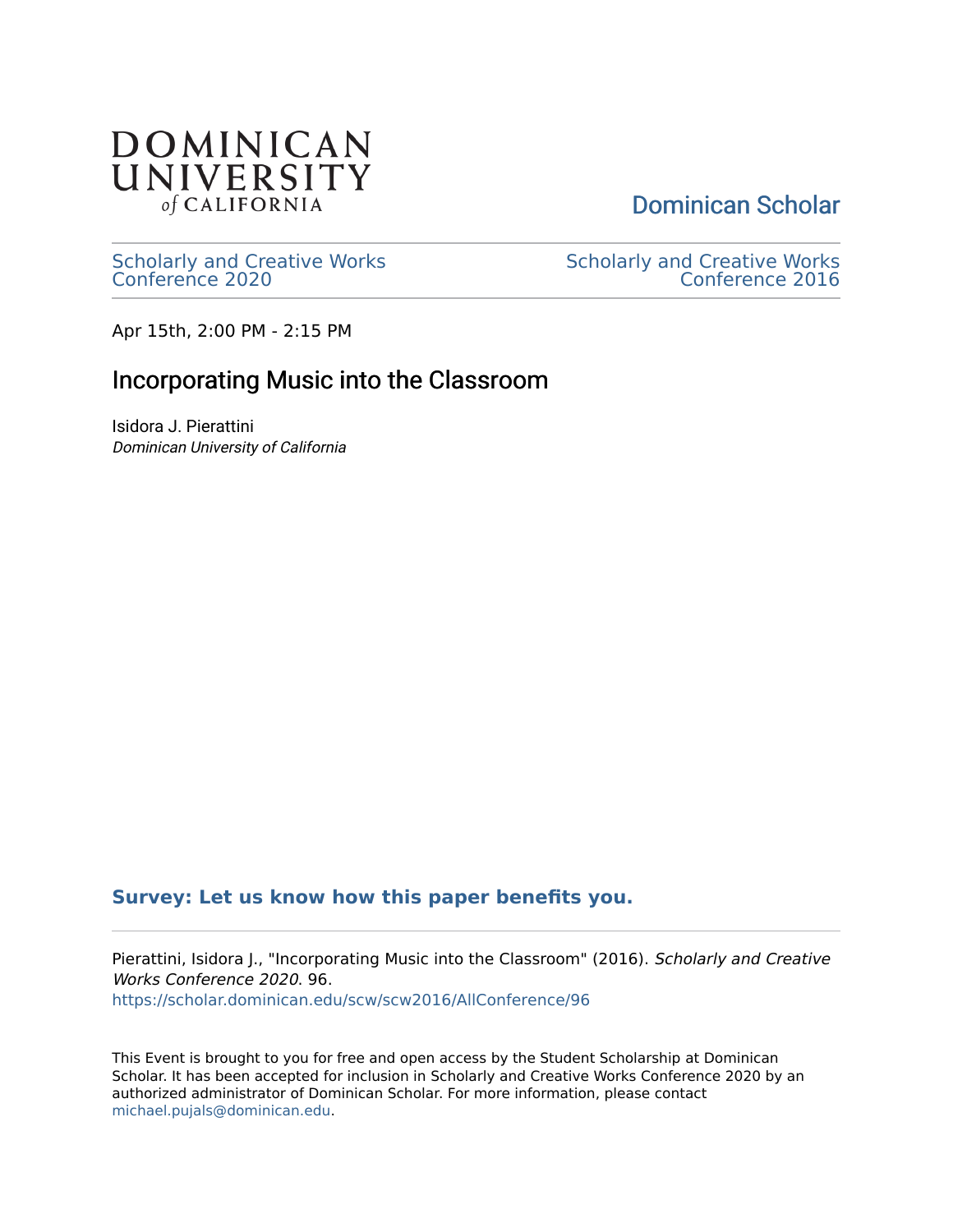DOMINICAN UNIVERSITY *of* CALIFORNIA

Dominican Scholar

Scholarly and Creative Works Conference 2020

Scholarly and Creative Works Conference 2016

Apr 15th, 2:00 PM - 2:15 PM

# Incorporating Music into the Classroom

Isidora J. Pierattini
*Dominican University of California*

**Survey: Let us know how this paper benefits you.**

Pierattini, Isidora J., "Incorporating Music into the Classroom" (2016). *Scholarly and Creative Works Conference 2020*. 96.
https://scholar.dominican.edu/scw/scw2016/AllConference/96

This Event is brought to you for free and open access by the Student Scholarship at Dominican Scholar. It has been accepted for inclusion in Scholarly and Creative Works Conference 2020 by an authorized administrator of Dominican Scholar. For more information, please contact michael.pujals@dominican.edu.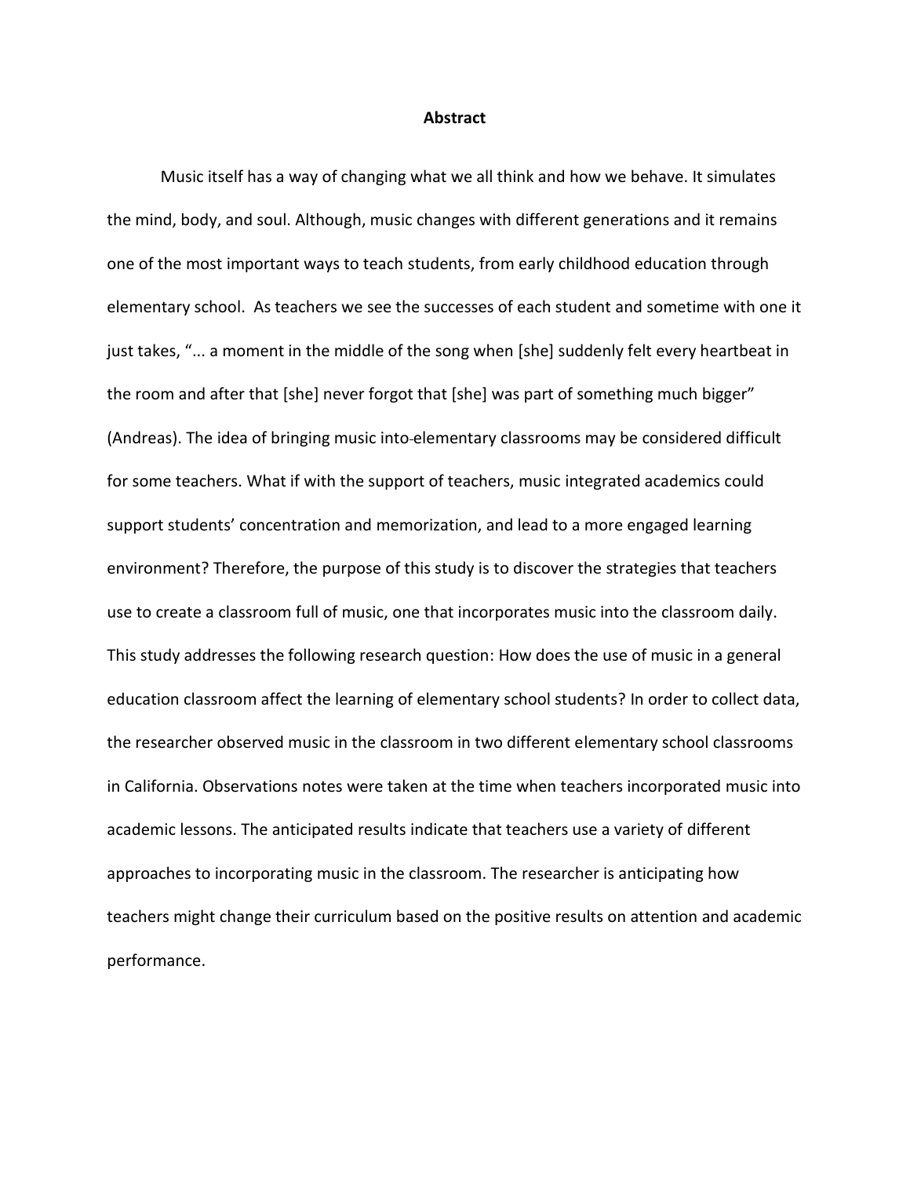**Abstract**

Music itself has a way of changing what we all think and how we behave. It simulates the mind, body, and soul. Although, music changes with different generations and it remains one of the most important ways to teach students, from early childhood education through elementary school.  As teachers we see the successes of each student and sometime with one it just takes, "... a moment in the middle of the song when [she] suddenly felt every heartbeat in the room and after that [she] never forgot that [she] was part of something much bigger" (Andreas). The idea of bringing music into elementary classrooms may be considered difficult for some teachers. What if with the support of teachers, music integrated academics could support students' concentration and memorization, and lead to a more engaged learning environment? Therefore, the purpose of this study is to discover the strategies that teachers use to create a classroom full of music, one that incorporates music into the classroom daily. This study addresses the following research question: How does the use of music in a general education classroom affect the learning of elementary school students? In order to collect data, the researcher observed music in the classroom in two different elementary school classrooms in California. Observations notes were taken at the time when teachers incorporated music into academic lessons. The anticipated results indicate that teachers use a variety of different approaches to incorporating music in the classroom. The researcher is anticipating how teachers might change their curriculum based on the positive results on attention and academic performance.